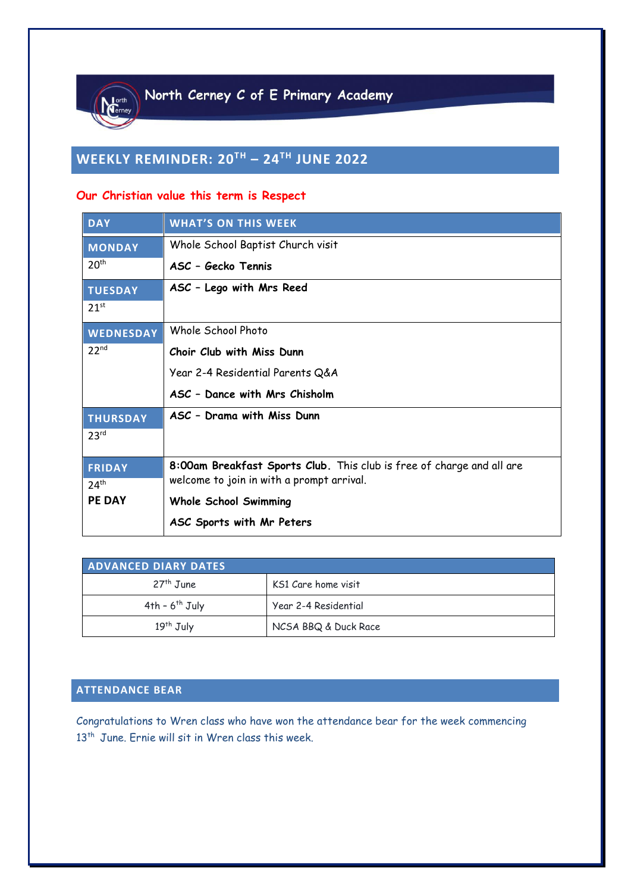# North Cerney C of E Primary Academy

## WEEKLY REMINDER: 20TH – 24TH JUNE 2022

**Our Christian value this term is Respect**

| DAY | WHAT'S ON THIS WEEK |
| --- | --- |
| **MONDAY** 20th | Whole School Baptist Church visit<br>**ASC – Gecko Tennis** |
| **TUESDAY** 21st | **ASC – Lego with Mrs Reed** |
| **WEDNESDAY** 22nd | Whole School Photo<br>**Choir Club with Miss Dunn**<br>Year 2-4 Residential Parents Q&A<br>**ASC – Dance with Mrs Chisholm** |
| **THURSDAY** 23rd | **ASC – Drama with Miss Dunn** |
| **FRIDAY** 24th **PE DAY** | **8:00am Breakfast Sports Club.** This club is free of charge and all are welcome to join in with a prompt arrival.<br>**Whole School Swimming**<br>**ASC Sports with Mr Peters** |

| ADVANCED DIARY DATES | |
| --- | --- |
| 27th June | KS1 Care home visit |
| 4th - 6th July | Year 2-4 Residential |
| 19th July | NCSA BBQ & Duck Race |

## ATTENDANCE BEAR

Congratulations to Wren class who have won the attendance bear for the week commencing 13th June. Ernie will sit in Wren class this week.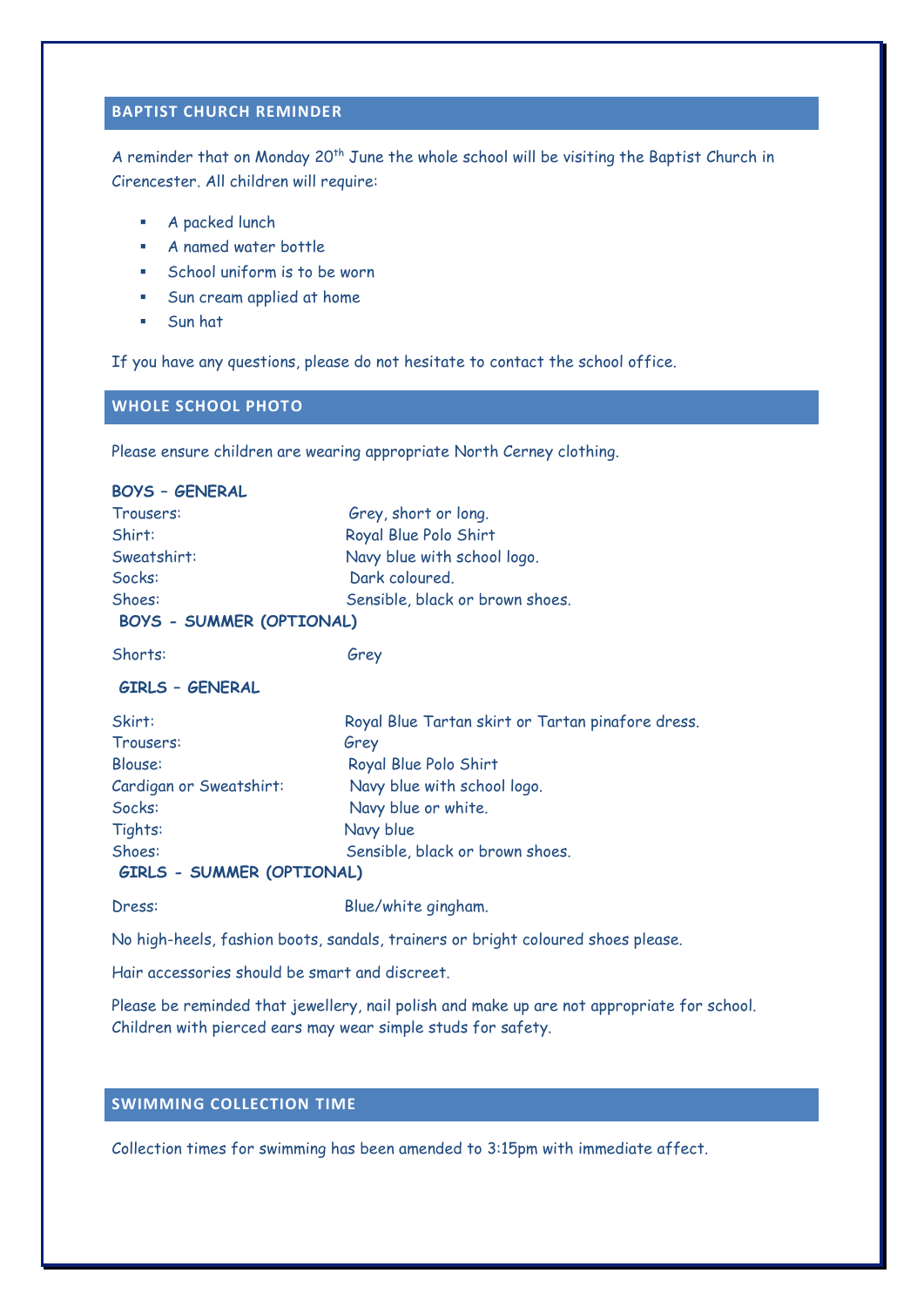## BAPTIST CHURCH REMINDER

A reminder that on Monday 20th June the whole school will be visiting the Baptist Church in Cirencester. All children will require:

- A packed lunch
- A named water bottle
- School uniform is to be worn
- Sun cream applied at home
- Sun hat

If you have any questions, please do not hesitate to contact the school office.

## WHOLE SCHOOL PHOTO

Please ensure children are wearing appropriate North Cerney clothing.

**BOYS – GENERAL**

| | |
|---|---|
| Trousers: | Grey, short or long. |
| Shirt: | Royal Blue Polo Shirt |
| Sweatshirt: | Navy blue with school logo. |
| Socks: | Dark coloured. |
| Shoes: | Sensible, black or brown shoes. |

**BOYS - SUMMER (OPTIONAL)**

| | |
|---|---|
| Shorts: | Grey |

**GIRLS – GENERAL**

| | |
|---|---|
| Skirt: | Royal Blue Tartan skirt or Tartan pinafore dress. |
| Trousers: | Grey |
| Blouse: | Royal Blue Polo Shirt |
| Cardigan or Sweatshirt: | Navy blue with school logo. |
| Socks: | Navy blue or white. |
| Tights: | Navy blue |
| Shoes: | Sensible, black or brown shoes. |

**GIRLS - SUMMER (OPTIONAL)**

| | |
|---|---|
| Dress: | Blue/white gingham. |

No high-heels, fashion boots, sandals, trainers or bright coloured shoes please.

Hair accessories should be smart and discreet.

Please be reminded that jewellery, nail polish and make up are not appropriate for school. Children with pierced ears may wear simple studs for safety.

## SWIMMING COLLECTION TIME

Collection times for swimming has been amended to 3:15pm with immediate affect.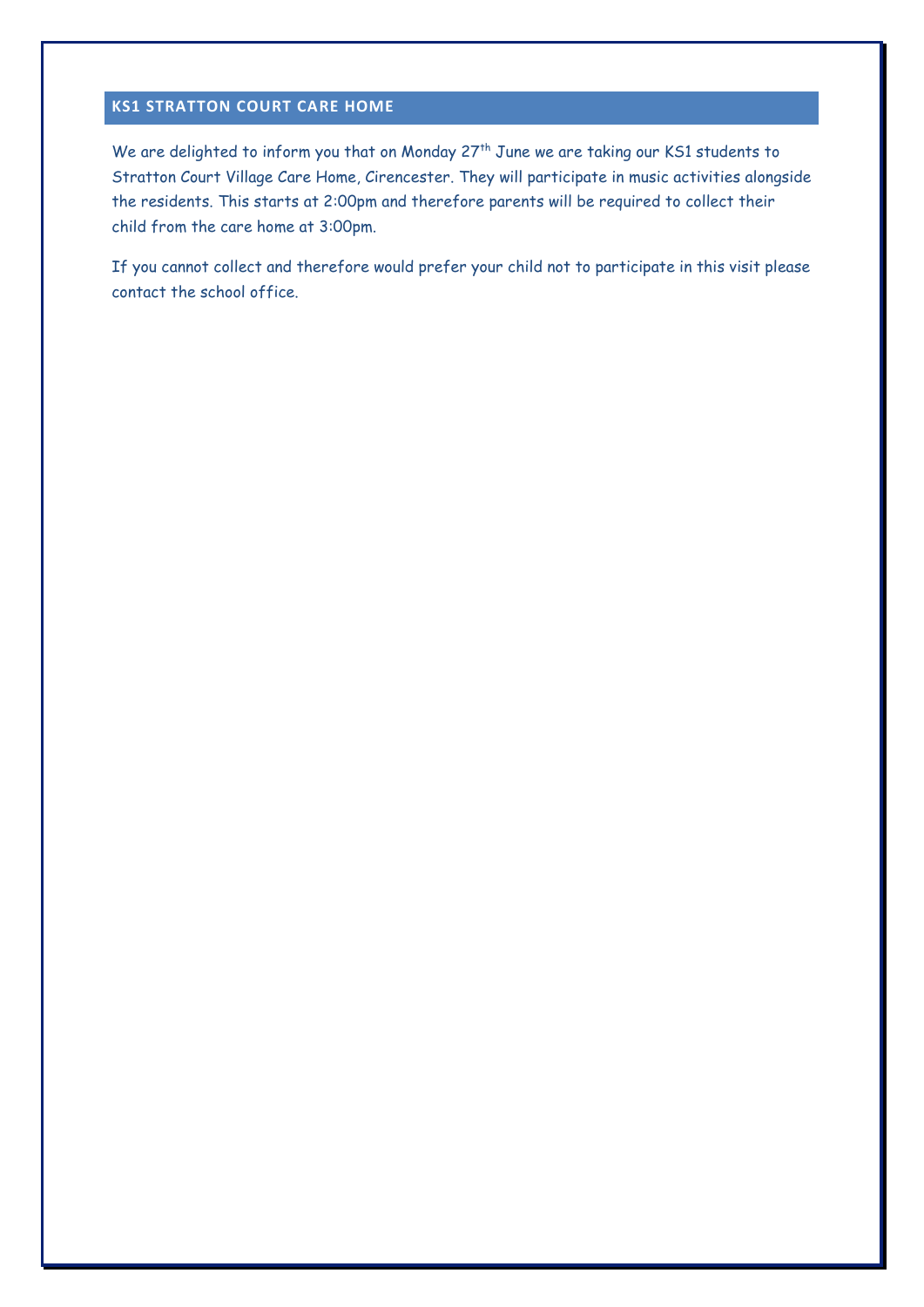## KS1 STRATTON COURT CARE HOME

We are delighted to inform you that on Monday 27th June we are taking our KS1 students to Stratton Court Village Care Home, Cirencester. They will participate in music activities alongside the residents. This starts at 2:00pm and therefore parents will be required to collect their child from the care home at 3:00pm.

If you cannot collect and therefore would prefer your child not to participate in this visit please contact the school office.